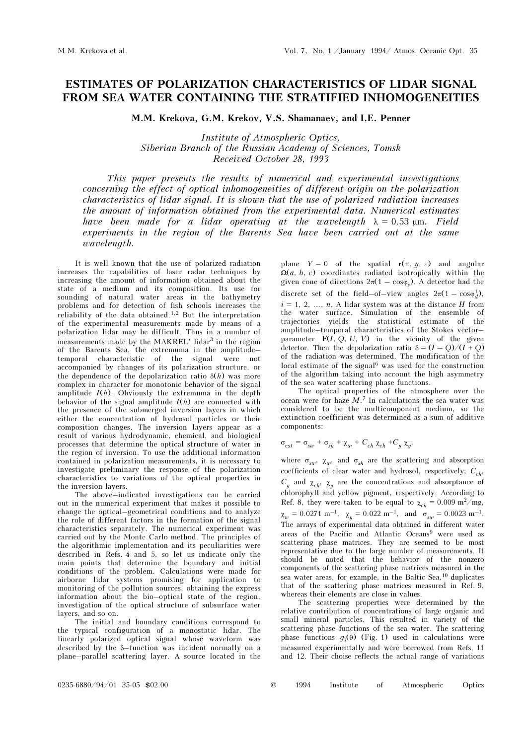# ESTIMATES OF POLARIZATION CHARACTERISTICS OF LIDAR SIGNAL FROM SEA WATER CONTAINING THE STRATIFIED INHOMOGENEITIES

**M.M. Krekova, G.M. Krekov, V.S. Shamanaev, and I.E. Penner**

*Institute of Atmospheric Optics,*
*Siberian Branch of the Russian Academy of Sciences, Tomsk*
*Received October 28, 1993*

*This paper presents the results of numerical and experimental investigations concerning the effect of optical inhomogeneities of different origin on the polarization characteristics of lidar signal. It is shown that the use of polarized radiation increases the amount of information obtained from the experimental data. Numerical estimates have been made for a lidar operating at the wavelength $\lambda = 0.53$ μm. Field experiments in the region of the Barents Sea have been carried out at the same wavelength.*

It is well known that the use of polarized radiation increases the capabilities of laser radar techniques by increasing the amount of information obtained about the state of a medium and its composition. Its use for sounding of natural water areas in the bathymetry problems and for detection of fish schools increases the reliability of the data obtained.[1,2] But the interpretation of the experimental measurements made by means of a polarization lidar may be difficult. Thus in a number of measurements made by the MAKREL' lidar[3] in the region of the Barents Sea, the extremuma in the amplitude–temporal characteristic of the signal were not accompanied by changes of its polarization structure, or the dependence of the depolarization ratio $\delta(h)$ was more complex in character for monotonic behavior of the signal amplitude $I(h)$. Obviously the extremuma in the depth behavior of the signal amplitude $I(h)$ are connected with the presence of the submerged inversion layers in which either the concentration of hydrosol particles or their composition changes. The inversion layers appear as a result of various hydrodynamic, chemical, and biological processes that determine the optical structure of water in the region of inversion. To use the additional information contained in polarization measurements, it is necessary to investigate preliminary the response of the polarization characteristics to variations of the optical properties in the inversion layers.

The above–indicated investigations can be carried out in the numerical experiment that makes it possible to change the optical–geometrical conditions and to analyze the role of different factors in the formation of the signal characteristics separately. The numerical experiment was carried out by the Monte Carlo method. The principles of the algorithmic implementation and its peculiarities were described in Refs. 4 and 5, so let us indicate only the main points that determine the boundary and initial conditions of the problem. Calculations were made for airborne lidar systems promising for application to monitoring of the pollution sources, obtaining the express information about the bio–optical state of the region, investigation of the optical structure of subsurface water layers, and so on.

The initial and boundary conditions correspond to the typical configuration of a monostatic lidar. The linearly polarized optical signal whose waveform was described by the δ–function was incident normally on a plane–parallel scattering layer. A source located in the plane $Y = 0$ of the spatial $\mathbf{r}(x, y, z)$ and angular $\mathbf{\Omega}(a, b, c)$ coordinates radiated isotropically within the given cone of directions $2\pi(1 - \cos\varphi_s)$. A detector had the discrete set of the field–of–view angles $2\pi(1 - \cos\varphi_d^i)$, $i = 1, 2, \ldots, n$. A lidar system was at the distance $H$ from the water surface. Simulation of the ensemble of trajectories yields the statistical estimate of the amplitude–temporal characteristics of the Stokes vector–parameter $\mathbf{F}(I, Q, U, V)$ in the vicinity of the given detector. Then the depolarization ratio $\delta = (I - Q)/(I + Q)$ of the radiation was determined. The modification of the local estimate of the signal[6] was used for the construction of the algorithm taking into account the high asymmetry of the sea water scattering phase functions.

The optical properties of the atmosphere over the ocean were for haze $M$.[7] In calculations the sea water was considered to be the multicomponent medium, so the extinction coefficient was determined as a sum of additive components:

$$\sigma_{\text{ext}} = \sigma_{sw} + \sigma_{sh} + \chi_w + C_{ch}\,\chi_{ch} + C_y\,\chi_y,$$

where $\sigma_{sw}$, $\chi_w$, and $\sigma_{sh}$ are the scattering and absorption coefficients of clear water and hydrosol, respectively; $C_{ch}$, $C_y$ and $\chi_{ch}$, $\chi_y$ are the concentrations and absorptance of chlorophyll and yellow pigment, respectively. According to Ref. 8, they were taken to be equal to $\chi_{ch} = 0.009$ m$^2$/mg, $\chi_w = 0.0271$ m$^{-1}$, $\chi_y = 0.022$ m$^{-1}$, and $\sigma_{sw} = 0.0023$ m$^{-1}$. The arrays of experimental data obtained in different water areas of the Pacific and Atlantic Oceans[9] were used as scattering phase matrices. They are seemed to be most representative due to the large number of measurements. It should be noted that the behavior of the nonzero components of the scattering phase matrices measured in the sea water areas, for example, in the Baltic Sea,[10] duplicates that of the scattering phase matrices measured in Ref. 9, whereas their elements are close in values.

The scattering properties were determined by the relative contribution of concentrations of large organic and small mineral particles. This resulted in variety of the scattering phase functions of the sea water. The scattering phase functions $g_i(\theta)$ (Fig. 1) used in calculations were measured experimentally and were borrowed from Refs. 11 and 12. Their choise reflects the actual range of variations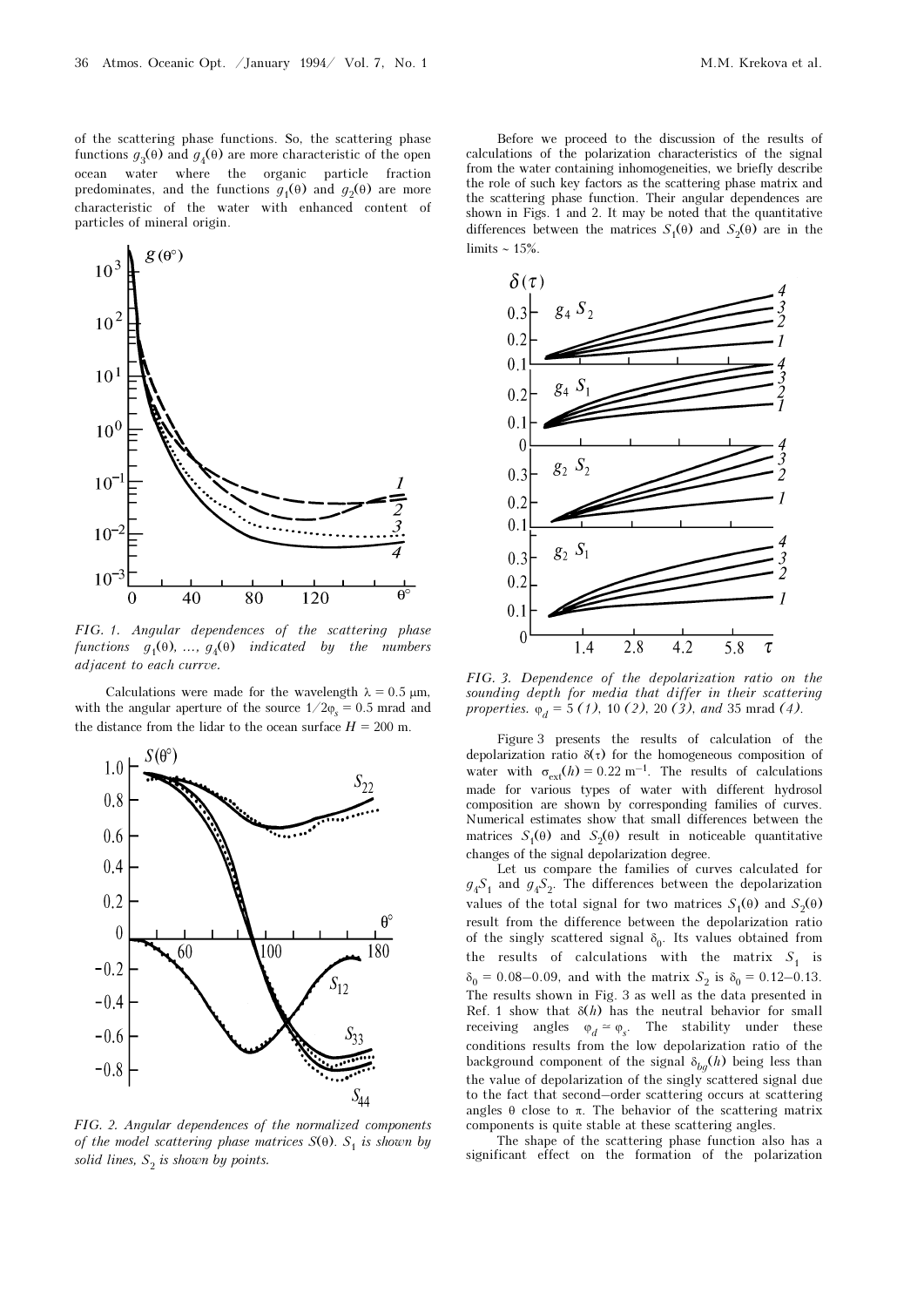of the scattering phase functions. So, the scattering phase functions $g_3(\theta)$ and $g_4(\theta)$ are more characteristic of the open ocean water where the organic particle fraction predominates, and the functions $g_1(\theta)$ and $g_2(\theta)$ are more characteristic of the water with enhanced content of particles of mineral origin.

*FIG. 1. Angular dependences of the scattering phase functions $g_1(\theta)$, ..., $g_4(\theta)$ indicated by the numbers adjacent to each currve.*

Calculations were made for the wavelength $\lambda = 0.5$ μm, with the angular aperture of the source $1/2\varphi_s = 0.5$ mrad and the distance from the lidar to the ocean surface $H = 200$ m.

*FIG. 2. Angular dependences of the normalized components of the model scattering phase matrices $S(\theta)$. $S_1$ is shown by solid lines, $S_2$ is shown by points.*

Before we proceed to the discussion of the results of calculations of the polarization characteristics of the signal from the water containing inhomogeneities, we briefly describe the role of such key factors as the scattering phase matrix and the scattering phase function. Their angular dependences are shown in Figs. 1 and 2. It may be noted that the quantitative differences between the matrices $S_1(\theta)$ and $S_2(\theta)$ are in the limits ~ 15%.

*FIG. 3. Dependence of the depolarization ratio on the sounding depth for media that differ in their scattering properties. $\varphi_d = 5$ (1), 10 (2), 20 (3), and 35 mrad (4).*

Figure 3 presents the results of calculation of the depolarization ratio $\delta(\tau)$ for the homogeneous composition of water with $\sigma_{ext}(h) = 0.22$ m$^{-1}$. The results of calculations made for various types of water with different hydrosol composition are shown by corresponding families of curves. Numerical estimates show that small differences between the matrices $S_1(\theta)$ and $S_2(\theta)$ result in noticeable quantitative changes of the signal depolarization degree.

Let us compare the families of curves calculated for $g_4S_1$ and $g_4S_2$. The differences between the depolarization values of the total signal for two matrices $S_1(\theta)$ and $S_2(\theta)$ result from the difference between the depolarization ratio of the singly scattered signal $\delta_0$. Its values obtained from the results of calculations with the matrix $S_1$ is $\delta_0 = 0.08$–$0.09$, and with the matrix $S_2$ is $\delta_0 = 0.12$–$0.13$. The results shown in Fig. 3 as well as the data presented in Ref. 1 show that $\delta(h)$ has the neutral behavior for small receiving angles $\varphi_d \simeq \varphi_s$. The stability under these conditions results from the low depolarization ratio of the background component of the signal $\delta_{bg}(h)$ being less than the value of depolarization of the singly scattered signal due to the fact that second–order scattering occurs at scattering angles $\theta$ close to $\pi$. The behavior of the scattering matrix components is quite stable at these scattering angles.

The shape of the scattering phase function also has a significant effect on the formation of the polarization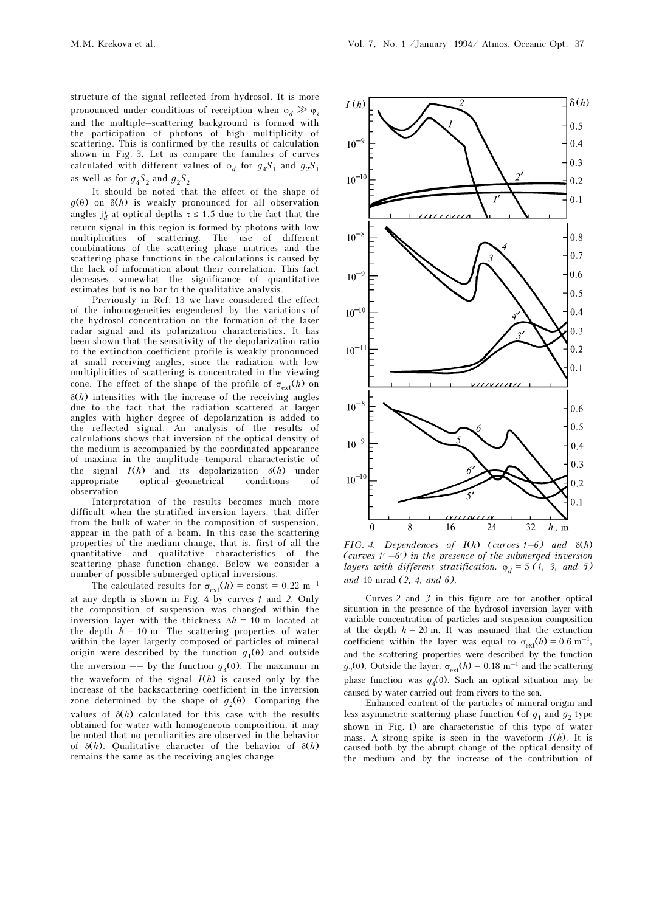structure of the signal reflected from hydrosol. It is more pronounced under conditions of receiption when $\varphi_d \gg \varphi_s$ and the multiple–scattering background is formed with the participation of photons of high multiplicity of scattering. This is confirmed by the results of calculation shown in Fig. 3. Let us compare the families of curves calculated with different values of $\varphi_d$ for $g_4S_1$ and $g_2S_1$ as well as for $g_4S_2$ and $g_2S_2$.

It should be noted that the effect of the shape of $g(\theta)$ on $\delta(h)$ is weakly pronounced for all observation angles $j_d^i$ at optical depths $\tau \leq 1.5$ due to the fact that the return signal in this region is formed by photons with low multiplicities of scattering. The use of different combinations of the scattering phase matrices and the scattering phase functions in the calculations is caused by the lack of information about their correlation. This fact decreases somewhat the significance of quantitative estimates but is no bar to the qualitative analysis.

Previously in Ref. 13 we have considered the effect of the inhomogeneities engendered by the variations of the hydrosol concentration on the formation of the laser radar signal and its polarization characteristics. It has been shown that the sensitivity of the depolarization ratio to the extinction coefficient profile is weakly pronounced at small receiving angles, since the radiation with low multiplicities of scattering is concentrated in the viewing cone. The effect of the shape of the profile of $\sigma_{\rm ext}(h)$ on $\delta(h)$ intensities with the increase of the receiving angles due to the fact that the radiation scattered at larger angles with higher degree of depolarization is added to the reflected signal. An analysis of the results of calculations shows that inversion of the optical density of the medium is accompanied by the coordinated appearance of maxima in the amplitude–temporal characteristic of the signal $I(h)$ and its depolarization $\delta(h)$ under appropriate optical–geometrical conditions of observation.

Interpretation of the results becomes much more difficult when the stratified inversion layers, that differ from the bulk of water in the composition of suspension, appear in the path of a beam. In this case the scattering properties of the medium change, that is, first of all the quantitative and qualitative characteristics of the scattering phase function change. Below we consider a number of possible submerged optical inversions.

The calculated results for $\sigma_{\rm ext}(h) = {\rm const} = 0.22\ {\rm m}^{-1}$ at any depth is shown in Fig. 4 by curves *1* and *2*. Only the composition of suspension was changed within the inversion layer with the thickness $\Delta h = 10$ m located at the depth $h = 10$ m. The scattering properties of water within the layer largerly composed of particles of mineral origin were described by the function $g_1(\theta)$ and outside the inversion –– by the function $g_4(\theta)$. The maximum in the waveform of the signal $I(h)$ is caused only by the increase of the backscattering coefficient in the inversion zone determined by the shape of $g_2(\theta)$. Comparing the values of $\delta(h)$ calculated for this case with the results obtained for water with homogeneous composition, it may be noted that no peculiarities are observed in the behavior of $\delta(h)$. Qualitative character of the behavior of $\delta(h)$ remains the same as the receiving angles change.

*FIG. 4. Dependences of $I(h)$ (curves 1–6) and $\delta(h)$ (curves 1′–6′) in the presence of the submerged inversion layers with different stratification. $\varphi_d = 5$ (1, 3, and 5) and 10 mrad (2, 4, and 6).*

Curves *2* and *3* in this figure are for another optical situation in the presence of the hydrosol inversion layer with variable concentration of particles and suspension composition at the depth $h = 20$ m. It was assumed that the extinction coefficient within the layer was equal to $\sigma_{\rm ext}(h) = 0.6\ {\rm m}^{-1}$, and the scattering properties were described by the function $g_2(\theta)$. Outside the layer, $\sigma_{\rm ext}(h) = 0.18\ {\rm m}^{-1}$ and the scattering phase function was $g_4(\theta)$. Such an optical situation may be caused by water carried out from rivers to the sea.

Enhanced content of the particles of mineral origin and less asymmetric scattering phase function (of $g_1$ and $g_2$ type shown in Fig. 1) are characteristic of this type of water mass. A strong spike is seen in the waveform $I(h)$. It is caused both by the abrupt change of the optical density of the medium and by the increase of the contribution of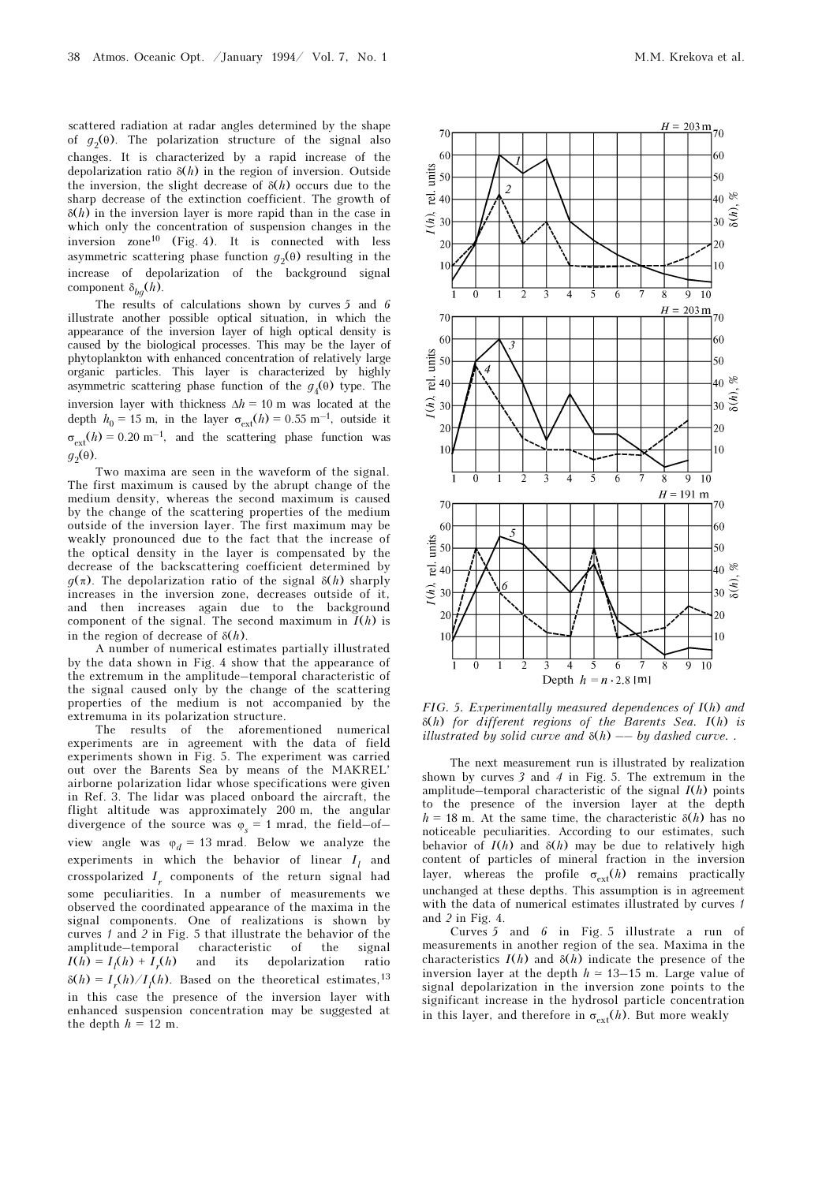scattered radiation at radar angles determined by the shape of $g_2(\theta)$. The polarization structure of the signal also changes. It is characterized by a rapid increase of the depolarization ratio $\delta(h)$ in the region of inversion. Outside the inversion, the slight decrease of $\delta(h)$ occurs due to the sharp decrease of the extinction coefficient. The growth of $\delta(h)$ in the inversion layer is more rapid than in the case in which only the concentration of suspension changes in the inversion zone[10] (Fig. 4). It is connected with less asymmetric scattering phase function $g_2(\theta)$ resulting in the increase of depolarization of the background signal component $\delta_{bg}(h)$.

The results of calculations shown by curves *5* and *6* illustrate another possible optical situation, in which the appearance of the inversion layer of high optical density is caused by the biological processes. This may be the layer of phytoplankton with enhanced concentration of relatively large organic particles. This layer is characterized by highly asymmetric scattering phase function of the $g_4(\theta)$ type. The inversion layer with thickness $\Delta h = 10$ m was located at the depth $h_0 = 15$ m, in the layer $\sigma_{\text{ext}}(h) = 0.55\ \text{m}^{-1}$, outside it $\sigma_{\text{ext}}(h) = 0.20\ \text{m}^{-1}$, and the scattering phase function was $g_2(\theta)$.

Two maxima are seen in the waveform of the signal. The first maximum is caused by the abrupt change of the medium density, whereas the second maximum is caused by the change of the scattering properties of the medium outside of the inversion layer. The first maximum may be weakly pronounced due to the fact that the increase of the optical density in the layer is compensated by the decrease of the backscattering coefficient determined by $g(\pi)$. The depolarization ratio of the signal $\delta(h)$ sharply increases in the inversion zone, decreases outside of it, and then increases again due to the background component of the signal. The second maximum in $I(h)$ is in the region of decrease of $\delta(h)$.

A number of numerical estimates partially illustrated by the data shown in Fig. 4 show that the appearance of the extremum in the amplitude–temporal characteristic of the signal caused only by the change of the scattering properties of the medium is not accompanied by the extremuma in its polarization structure.

The results of the aforementioned numerical experiments are in agreement with the data of field experiments shown in Fig. 5. The experiment was carried out over the Barents Sea by means of the MAKREL' airborne polarization lidar whose specifications were given in Ref. 3. The lidar was placed onboard the aircraft, the flight altitude was approximately 200 m, the angular divergence of the source was $\varphi_s = 1$ mrad, the field–of–view angle was $\varphi_d = 13$ mrad. Below we analyze the experiments in which the behavior of linear $I_l$ and crosspolarized $I_r$ components of the return signal had some peculiarities. In a number of measurements we observed the coordinated appearance of the maxima in the signal components. One of realizations is shown by curves *1* and *2* in Fig. 5 that illustrate the behavior of the amplitude–temporal characteristic of the signal $I(h) = I_l(h) + I_r(h)$ and its depolarization ratio $\delta(h) = I_r(h)/I_l(h)$. Based on the theoretical estimates,[13] in this case the presence of the inversion layer with enhanced suspension concentration may be suggested at the depth $h = 12$ m.

*FIG. 5. Experimentally measured dependences of $I(h)$ and $\delta(h)$ for different regions of the Barents Sea. $I(h)$ is illustrated by solid curve and $\delta(h)$ –– by dashed curve.*

The next measurement run is illustrated by realization shown by curves *3* and *4* in Fig. 5. The extremum in the amplitude–temporal characteristic of the signal $I(h)$ points to the presence of the inversion layer at the depth $h = 18$ m. At the same time, the characteristic $\delta(h)$ has no noticeable peculiarities. According to our estimates, such behavior of $I(h)$ and $\delta(h)$ may be due to relatively high content of particles of mineral fraction in the inversion layer, whereas the profile $\sigma_{\text{ext}}(h)$ remains practically unchanged at these depths. This assumption is in agreement with the data of numerical estimates illustrated by curves *1* and *2* in Fig. 4.

Curves *5* and *6* in Fig. 5 illustrate a run of measurements in another region of the sea. Maxima in the characteristics $I(h)$ and $\delta(h)$ indicate the presence of the inversion layer at the depth $h \simeq 13$–$15$ m. Large value of signal depolarization in the inversion zone points to the significant increase in the hydrosol particle concentration in this layer, and therefore in $\sigma_{\text{ext}}(h)$. But more weakly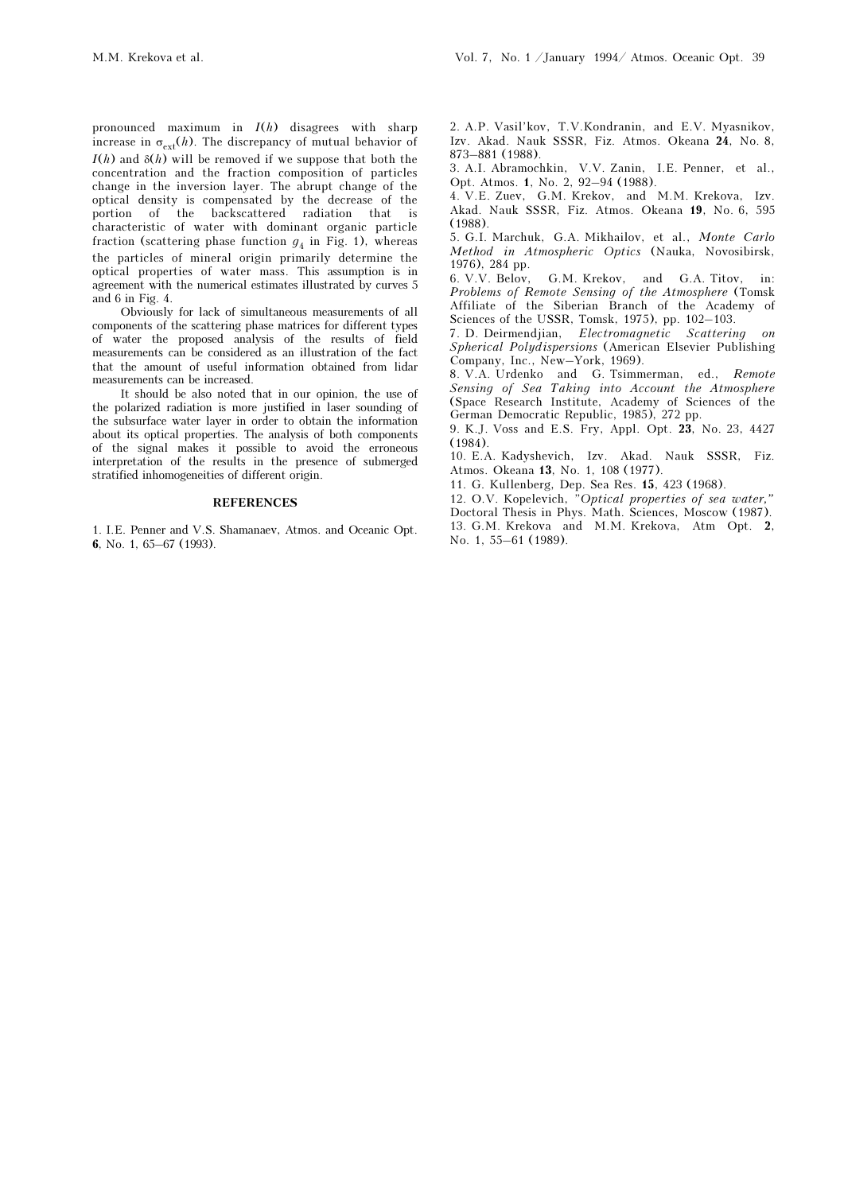pronounced maximum in $I(h)$ disagrees with sharp increase in $\sigma_{ext}(h)$. The discrepancy of mutual behavior of $I(h)$ and $\delta(h)$ will be removed if we suppose that both the concentration and the fraction composition of particles change in the inversion layer. The abrupt change of the optical density is compensated by the decrease of the portion of the backscattered radiation that is characteristic of water with dominant organic particle fraction (scattering phase function $g_4$ in Fig. 1), whereas the particles of mineral origin primarily determine the optical properties of water mass. This assumption is in agreement with the numerical estimates illustrated by curves 5 and 6 in Fig. 4.

Obviously for lack of simultaneous measurements of all components of the scattering phase matrices for different types of water the proposed analysis of the results of field measurements can be considered as an illustration of the fact that the amount of useful information obtained from lidar measurements can be increased.

It should be also noted that in our opinion, the use of the polarized radiation is more justified in laser sounding of the subsurface water layer in order to obtain the information about its optical properties. The analysis of both components of the signal makes it possible to avoid the erroneous interpretation of the results in the presence of submerged stratified inhomogeneities of different origin.

## REFERENCES

1. I.E. Penner and V.S. Shamanaev, Atmos. and Oceanic Opt. **6**, No. 1, 65–67 (1993).
2. A.P. Vasil'kov, T.V.Kondranin, and E.V. Myasnikov, Izv. Akad. Nauk SSSR, Fiz. Atmos. Okeana **24**, No. 8, 873–881 (1988).
3. A.I. Abramochkin, V.V. Zanin, I.E. Penner, et al., Opt. Atmos. **1**, No. 2, 92–94 (1988).
4. V.E. Zuev, G.M. Krekov, and M.M. Krekova, Izv. Akad. Nauk SSSR, Fiz. Atmos. Okeana **19**, No. 6, 595 (1988).
5. G.I. Marchuk, G.A. Mikhailov, et al., *Monte Carlo Method in Atmospheric Optics* (Nauka, Novosibirsk, 1976), 284 pp.
6. V.V. Belov, G.M. Krekov, and G.A. Titov, in: *Problems of Remote Sensing of the Atmosphere* (Tomsk Affiliate of the Siberian Branch of the Academy of Sciences of the USSR, Tomsk, 1975), pp. 102–103.
7. D. Deirmendjian, *Electromagnetic Scattering on Spherical Polydispersions* (American Elsevier Publishing Company, Inc., New–York, 1969).
8. V.A. Urdenko and G. Tsimmerman, ed., *Remote Sensing of Sea Taking into Account the Atmosphere* (Space Research Institute, Academy of Sciences of the German Democratic Republic, 1985), 272 pp.
9. K.J. Voss and E.S. Fry, Appl. Opt. **23**, No. 23, 4427 (1984).
10. E.A. Kadyshevich, Izv. Akad. Nauk SSSR, Fiz. Atmos. Okeana **13**, No. 1, 108 (1977).
11. G. Kullenberg, Dep. Sea Res. **15**, 423 (1968).
12. O.V. Kopelevich, *"Optical properties of sea water,"* Doctoral Thesis in Phys. Math. Sciences, Moscow (1987).
13. G.M. Krekova and M.M. Krekova, Atm Opt. **2**, No. 1, 55–61 (1989).